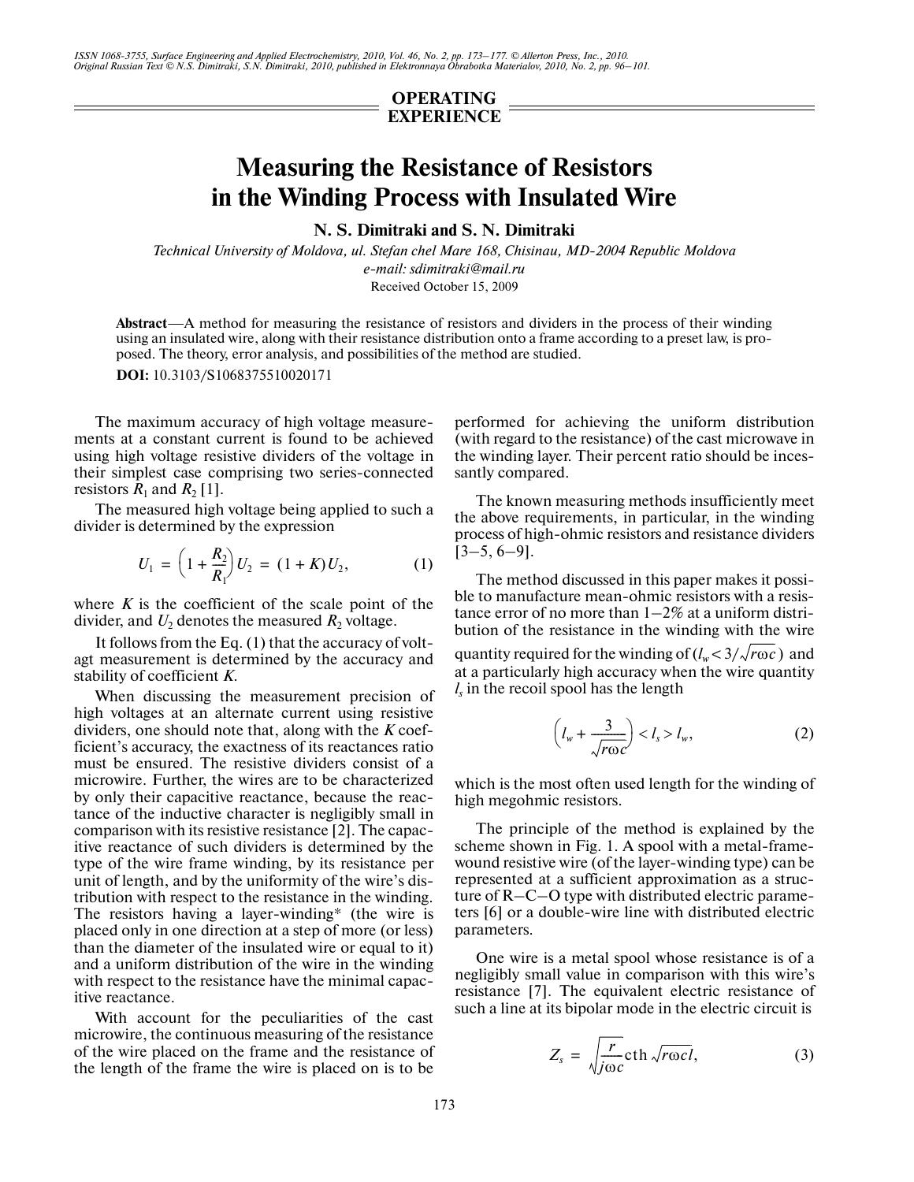**OPERATING EXPERIENCE**

# Measuring the Resistance of Resistors in the Winding Process with Insulated Wire

**N. S. Dimitraki and S. N. Dimitraki**

*Technical University of Moldova, ul. Stefan chel Mare 168, Chisinau, MD-2004 Republic Moldova*
*e-mail: sdimitraki@mail.ru*
Received October 15, 2009

**Abstract**—A method for measuring the resistance of resistors and dividers in the process of their winding using an insulated wire, along with their resistance distribution onto a frame according to a preset law, is proposed. The theory, error analysis, and possibilities of the method are studied.

**DOI:** 10.3103/S1068375510020171

The maximum accuracy of high voltage measurements at a constant current is found to be achieved using high voltage resistive dividers of the voltage in their simplest case comprising two series-connected resistors $R_1$ and $R_2$ [1].

The measured high voltage being applied to such a divider is determined by the expression

$$U_1 = \left(1 + \frac{R_2}{R_1}\right)U_2 = (1 + K)U_2, \tag{1}$$

where $K$ is the coefficient of the scale point of the divider, and $U_2$ denotes the measured $R_2$ voltage.

It follows from the Eq. (1) that the accuracy of voltagt measurement is determined by the accuracy and stability of coefficient $K$.

When discussing the measurement precision of high voltages at an alternate current using resistive dividers, one should note that, along with the $K$ coefficient's accuracy, the exactness of its reactances ratio must be ensured. The resistive dividers consist of a microwire. Further, the wires are to be characterized by only their capacitive reactance, because the reactance of the inductive character is negligibly small in comparison with its resistive resistance [2]. The capacitive reactance of such dividers is determined by the type of the wire frame winding, by its resistance per unit of length, and by the uniformity of the wire's distribution with respect to the resistance in the winding. The resistors having a layer-winding* (the wire is placed only in one direction at a step of more (or less) than the diameter of the insulated wire or equal to it) and a uniform distribution of the wire in the winding with respect to the resistance have the minimal capacitive reactance.

With account for the peculiarities of the cast microwire, the continuous measuring of the resistance of the wire placed on the frame and the resistance of the length of the frame the wire is placed on is to be performed for achieving the uniform distribution (with regard to the resistance) of the cast microwave in the winding layer. Their percent ratio should be incessantly compared.

The known measuring methods insufficiently meet the above requirements, in particular, in the winding process of high-ohmic resistors and resistance dividers [3–5, 6–9].

The method discussed in this paper makes it possible to manufacture mean-ohmic resistors with a resistance error of no more than 1–2% at a uniform distribution of the resistance in the winding with the wire quantity required for the winding of ($l_w < 3/\sqrt{r\omega c}$) and at a particularly high accuracy when the wire quantity $l_s$ in the recoil spool has the length

$$\left(l_w + \frac{3}{\sqrt{r\omega c}}\right) < l_s > l_w, \tag{2}$$

which is the most often used length for the winding of high megohmic resistors.

The principle of the method is explained by the scheme shown in Fig. 1. A spool with a metal-frame-wound resistive wire (of the layer-winding type) can be represented at a sufficient approximation as a structure of R–C–O type with distributed electric parameters [6] or a double-wire line with distributed electric parameters.

One wire is a metal spool whose resistance is of a negligibly small value in comparison with this wire's resistance [7]. The equivalent electric resistance of such a line at its bipolar mode in the electric circuit is

$$Z_s = \sqrt{\frac{r}{j\omega c}}\,\mathrm{cth}\,\sqrt{r\omega c}l, \tag{3}$$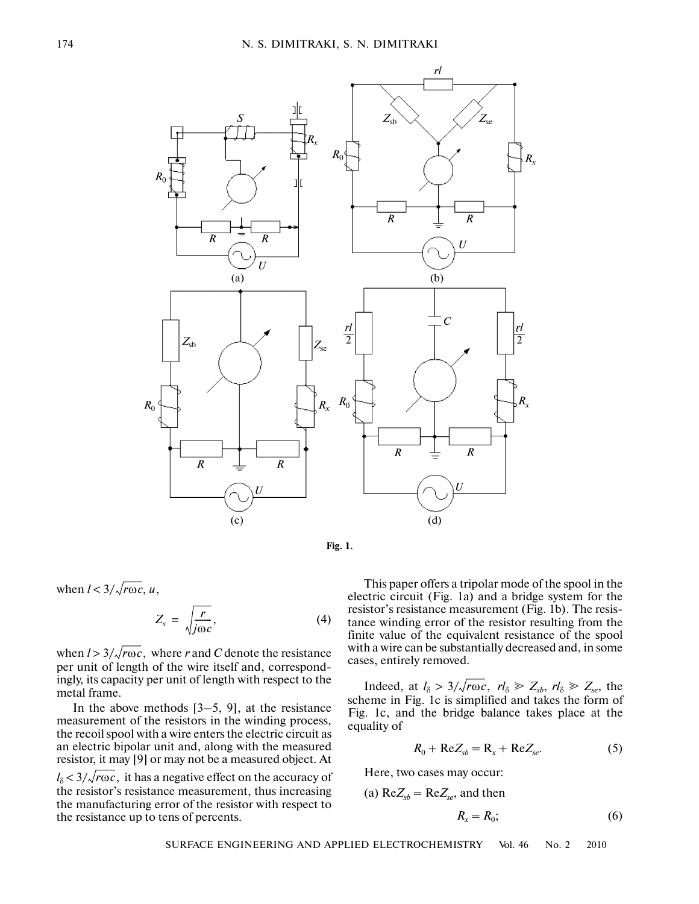**Fig. 1.**

when $l < 3/\sqrt{r\omega c}$, $u$,

$$Z_s = \sqrt{\frac{r}{j\omega c}}, \tag{4}$$

when $l > 3/\sqrt{r\omega c}$, where $r$ and $C$ denote the resistance per unit of length of the wire itself and, correspondingly, its capacity per unit of length with respect to the metal frame.

In the above methods [3–5, 9], at the resistance measurement of the resistors in the winding process, the recoil spool with a wire enters the electric circuit as an electric bipolar unit and, along with the measured resistor, it may [9] or may not be a measured object. At $l_\delta < 3/\sqrt{r\omega c}$, it has a negative effect on the accuracy of the resistor's resistance measurement, thus increasing the manufacturing error of the resistor with respect to the resistance up to tens of percents.

This paper offers a tripolar mode of the spool in the electric circuit (Fig. 1a) and a bridge system for the resistor's resistance measurement (Fig. 1b). The resistance winding error of the resistor resulting from the finite value of the equivalent resistance of the spool with a wire can be substantially decreased and, in some cases, entirely removed.

Indeed, at $l_\delta > 3/\sqrt{r\omega c}$, $rl_\delta \gg Z_{sb}$, $rl_\delta \gg Z_{se}$, the scheme in Fig. 1c is simplified and takes the form of Fig. 1c, and the bridge balance takes place at the equality of

$$R_0 + \mathrm{Re}Z_{sb} = R_x + \mathrm{Re}Z_{se}. \tag{5}$$

Here, two cases may occur:

(a) $\mathrm{Re}Z_{sb} = \mathrm{Re}Z_{se}$, and then

$$R_x = R_0; \tag{6}$$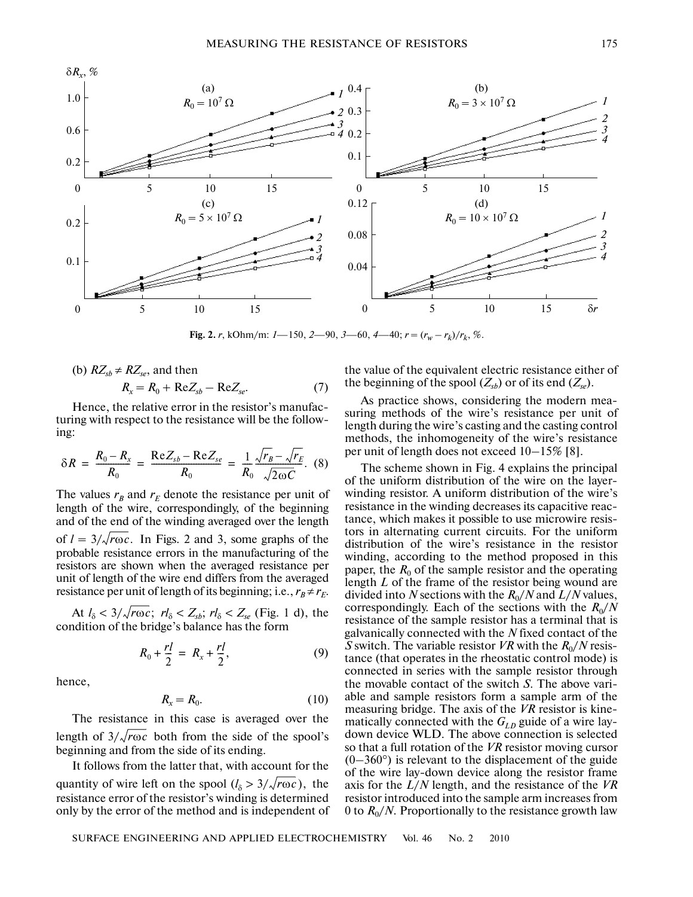**Fig. 2.** $r$, kOhm/m: *1*—150, *2*—90, *3*—60, *4*—40; $r = (r_w - r_k)/r_k$, %.

(b) $RZ_{sb} \neq RZ_{se}$, and then

$$R_x = R_0 + \mathrm{Re}Z_{sb} - \mathrm{Re}Z_{se}. \quad (7)$$

Hence, the relative error in the resistor's manufacturing with respect to the resistance will be the following:

$$\delta R = \frac{R_0 - R_x}{R_0} = \frac{\mathrm{Re}Z_{sb} - \mathrm{Re}Z_{se}}{R_0} = \frac{1}{R_0}\frac{\sqrt{r_B} - \sqrt{r_E}}{\sqrt{2\omega C}}. \quad (8)$$

The values $r_B$ and $r_E$ denote the resistance per unit of length of the wire, correspondingly, of the beginning and of the end of the winding averaged over the length of $l = 3/\sqrt{r\omega c}$. In Figs. 2 and 3, some graphs of the probable resistance errors in the manufacturing of the resistors are shown when the averaged resistance per unit of length of the wire end differs from the averaged resistance per unit of length of its beginning; i.e., $r_B \neq r_E$.

At $l_\delta < 3/\sqrt{r\omega c}$; $rl_\delta < Z_{sb}$; $rl_\delta < Z_{se}$ (Fig. 1 d), the condition of the bridge's balance has the form

$$R_0 + \frac{rl}{2} = R_x + \frac{rl}{2}, \quad (9)$$

hence,

$$R_x = R_0. \quad (10)$$

The resistance in this case is averaged over the length of $3/\sqrt{r\omega c}$ both from the side of the spool's beginning and from the side of its ending.

It follows from the latter that, with account for the quantity of wire left on the spool ($l_\delta > 3/\sqrt{r\omega c}$), the resistance error of the resistor's winding is determined only by the error of the method and is independent of the value of the equivalent electric resistance either of the beginning of the spool ($Z_{sb}$) or of its end ($Z_{se}$).

As practice shows, considering the modern measuring methods of the wire's resistance per unit of length during the wire's casting and the casting control methods, the inhomogeneity of the wire's resistance per unit of length does not exceed 10–15% [8].

The scheme shown in Fig. 4 explains the principal of the uniform distribution of the wire on the layer-winding resistor. A uniform distribution of the wire's resistance in the winding decreases its capacitive reactance, which makes it possible to use microwire resistors in alternating current circuits. For the uniform distribution of the wire's resistance in the resistor winding, according to the method proposed in this paper, the $R_0$ of the sample resistor and the operating length $L$ of the frame of the resistor being wound are divided into $N$ sections with the $R_0/N$ and $L/N$ values, correspondingly. Each of the sections with the $R_0/N$ resistance of the sample resistor has a terminal that is galvanically connected with the $N$ fixed contact of the $S$ switch. The variable resistor $VR$ with the $R_0/N$ resistance (that operates in the rheostatic control mode) is connected in series with the sample resistor through the movable contact of the switch $S$. The above variable and sample resistors form a sample arm of the measuring bridge. The axis of the $VR$ resistor is kinematically connected with the $G_{LD}$ guide of a wire lay-down device WLD. The above connection is selected so that a full rotation of the $VR$ resistor moving cursor (0–360°) is relevant to the displacement of the guide of the wire lay-down device along the resistor frame axis for the $L/N$ length, and the resistance of the $VR$ resistor introduced into the sample arm increases from 0 to $R_0/N$. Proportionally to the resistance growth law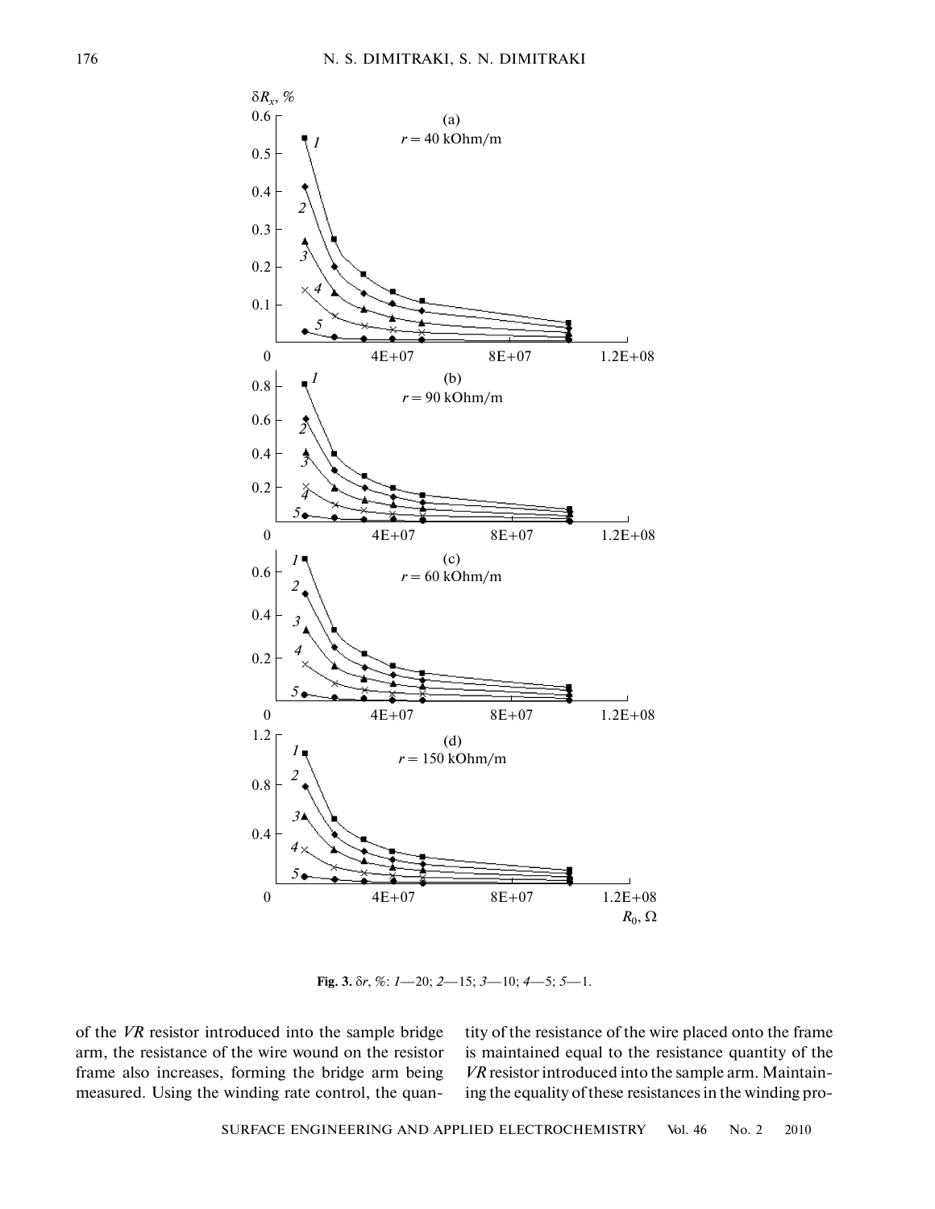**Fig. 3.** $\delta r$, %: *1*—20; *2*—15; *3*—10; *4*—5; *5*—1.

of the *VR* resistor introduced into the sample bridge arm, the resistance of the wire wound on the resistor frame also increases, forming the bridge arm being measured. Using the winding rate control, the quantity of the resistance of the wire placed onto the frame is maintained equal to the resistance quantity of the *VR* resistor introduced into the sample arm. Maintaining the equality of these resistances in the winding pro-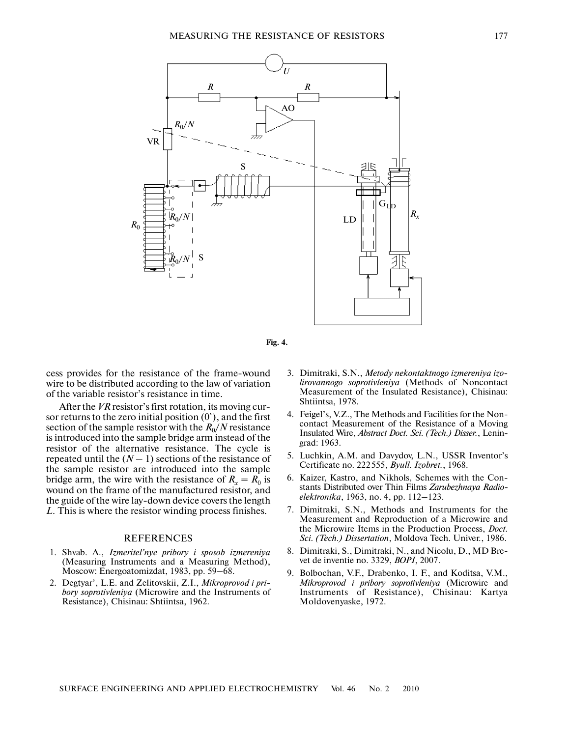Fig. 4.

cess provides for the resistance of the frame-wound wire to be distributed according to the law of variation of the variable resistor's resistance in time.

After the *VR* resistor's first rotation, its moving cursor returns to the zero initial position (0`), and the first section of the sample resistor with the $R_0/N$ resistance is introduced into the sample bridge arm instead of the resistor of the alternative resistance. The cycle is repeated until the $(N - 1)$ sections of the resistance of the sample resistor are introduced into the sample bridge arm, the wire with the resistance of $R_x = R_0$ is wound on the frame of the manufactured resistor, and the guide of the wire lay-down device covers the length $L$. This is where the resistor winding process finishes.

## REFERENCES

1. Shvab. A., *Izmeritel'nye pribory i sposob izmereniya* (Measuring Instruments and a Measuring Method), Moscow: Energoatomizdat, 1983, pp. 59–68.
2. Degtyar', L.E. and Zelitovskii, Z.I., *Mikroprovod i pribory soprotivleniya* (Microwire and the Instruments of Resistance), Chisinau: Shtiintsa, 1962.
3. Dimitraki, S.N., *Metody nekontaktnogo izmereniya izolirovannogo soprotivleniya* (Methods of Noncontact Measurement of the Insulated Resistance), Chisinau: Shtiintsa, 1978.
4. Feigel's, V.Z., The Methods and Facilities for the Noncontact Measurement of the Resistance of a Moving Insulated Wire, *Abstract Doct. Sci. (Tech.) Disser.*, Leningrad: 1963.
5. Luchkin, A.M. and Davydov, L.N., USSR Inventor's Certificate no. 222555, *Byull. Izobret.*, 1968.
6. Kaizer, Kastro, and Nikhols, Schemes with the Constants Distributed over Thin Films *Zarubezhnaya Radioelektronika*, 1963, no. 4, pp. 112–123.
7. Dimitraki, S.N., Methods and Instruments for the Measurement and Reproduction of a Microwire and the Microwire Items in the Production Process, *Doct. Sci. (Tech.) Dissertation*, Moldova Tech. Univer., 1986.
8. Dimitraki, S., Dimitraki, N., and Nicolu, D., MD Brevet de inventie no. 3329, *BOPI*, 2007.
9. Bolbochan, V.F., Drabenko, I. F., and Koditsa, V.M., *Mikroprovod i pribory soprotivleniya* (Microwire and Instruments of Resistance), Chisinau: Kartya Moldovenyaske, 1972.